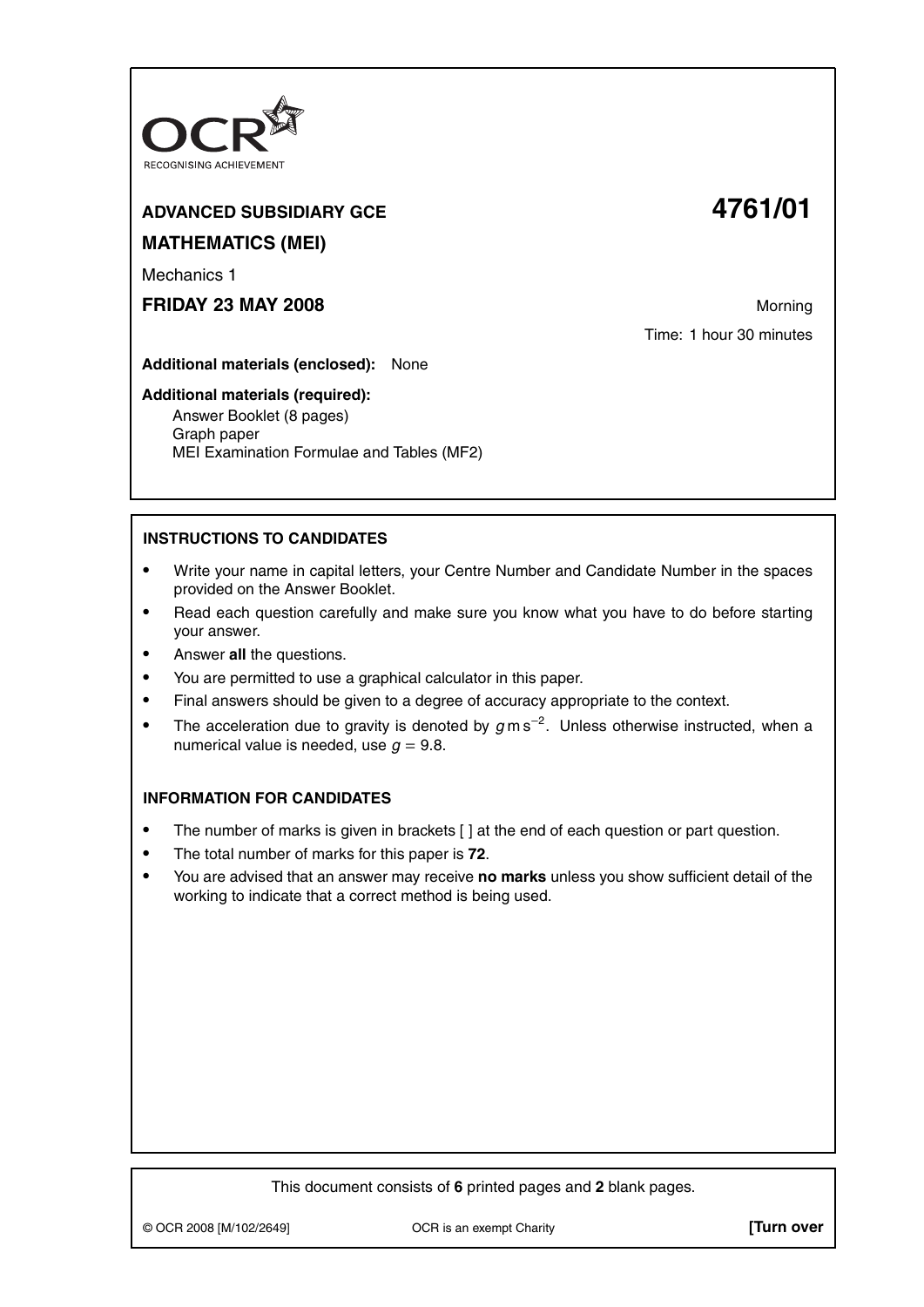OCR
RECOGNISING ACHIEVEMENT

**ADVANCED SUBSIDIARY GCE** **4761/01**

**MATHEMATICS (MEI)**

Mechanics 1

**FRIDAY 23 MAY 2008** Morning

Time: 1 hour 30 minutes

**Additional materials (enclosed):** None

**Additional materials (required):**
Answer Booklet (8 pages)
Graph paper
MEI Examination Formulae and Tables (MF2)

**INSTRUCTIONS TO CANDIDATES**

- Write your name in capital letters, your Centre Number and Candidate Number in the spaces provided on the Answer Booklet.
- Read each question carefully and make sure you know what you have to do before starting your answer.
- Answer **all** the questions.
- You are permitted to use a graphical calculator in this paper.
- Final answers should be given to a degree of accuracy appropriate to the context.
- The acceleration due to gravity is denoted by $g\,\text{m}\,\text{s}^{-2}$. Unless otherwise instructed, when a numerical value is needed, use $g = 9.8$.

**INFORMATION FOR CANDIDATES**

- The number of marks is given in brackets [ ] at the end of each question or part question.
- The total number of marks for this paper is **72**.
- You are advised that an answer may receive **no marks** unless you show sufficient detail of the working to indicate that a correct method is being used.

This document consists of **6** printed pages and **2** blank pages.

© OCR 2008 [M/102/2649] OCR is an exempt Charity **[Turn over**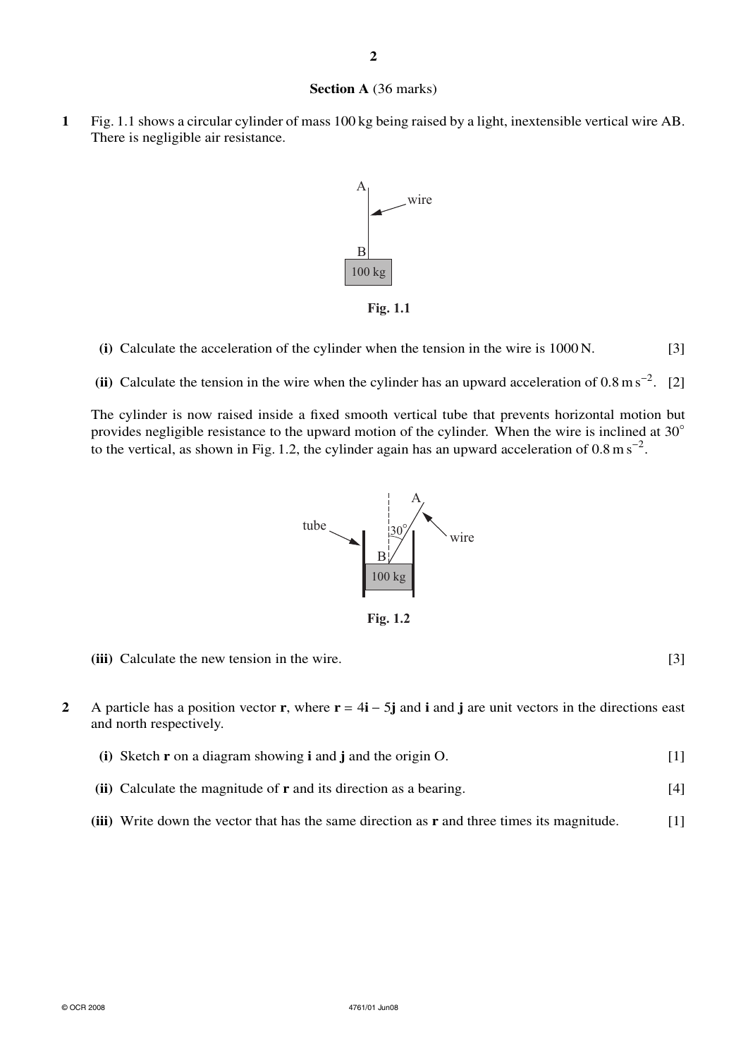**Section A** (36 marks)

**1** Fig. 1.1 shows a circular cylinder of mass 100 kg being raised by a light, inextensible vertical wire AB. There is negligible air resistance.

Fig. 1.1

**(i)** Calculate the acceleration of the cylinder when the tension in the wire is 1000 N. [3]

**(ii)** Calculate the tension in the wire when the cylinder has an upward acceleration of $0.8\text{ m s}^{-2}$. [2]

The cylinder is now raised inside a fixed smooth vertical tube that prevents horizontal motion but provides negligible resistance to the upward motion of the cylinder. When the wire is inclined at $30^\circ$ to the vertical, as shown in Fig. 1.2, the cylinder again has an upward acceleration of $0.8\text{ m s}^{-2}$.

Fig. 1.2

**(iii)** Calculate the new tension in the wire. [3]

**2** A particle has a position vector **r**, where **r** = 4**i** – 5**j** and **i** and **j** are unit vectors in the directions east and north respectively.

**(i)** Sketch **r** on a diagram showing **i** and **j** and the origin O. [1]

**(ii)** Calculate the magnitude of **r** and its direction as a bearing. [4]

**(iii)** Write down the vector that has the same direction as **r** and three times its magnitude. [1]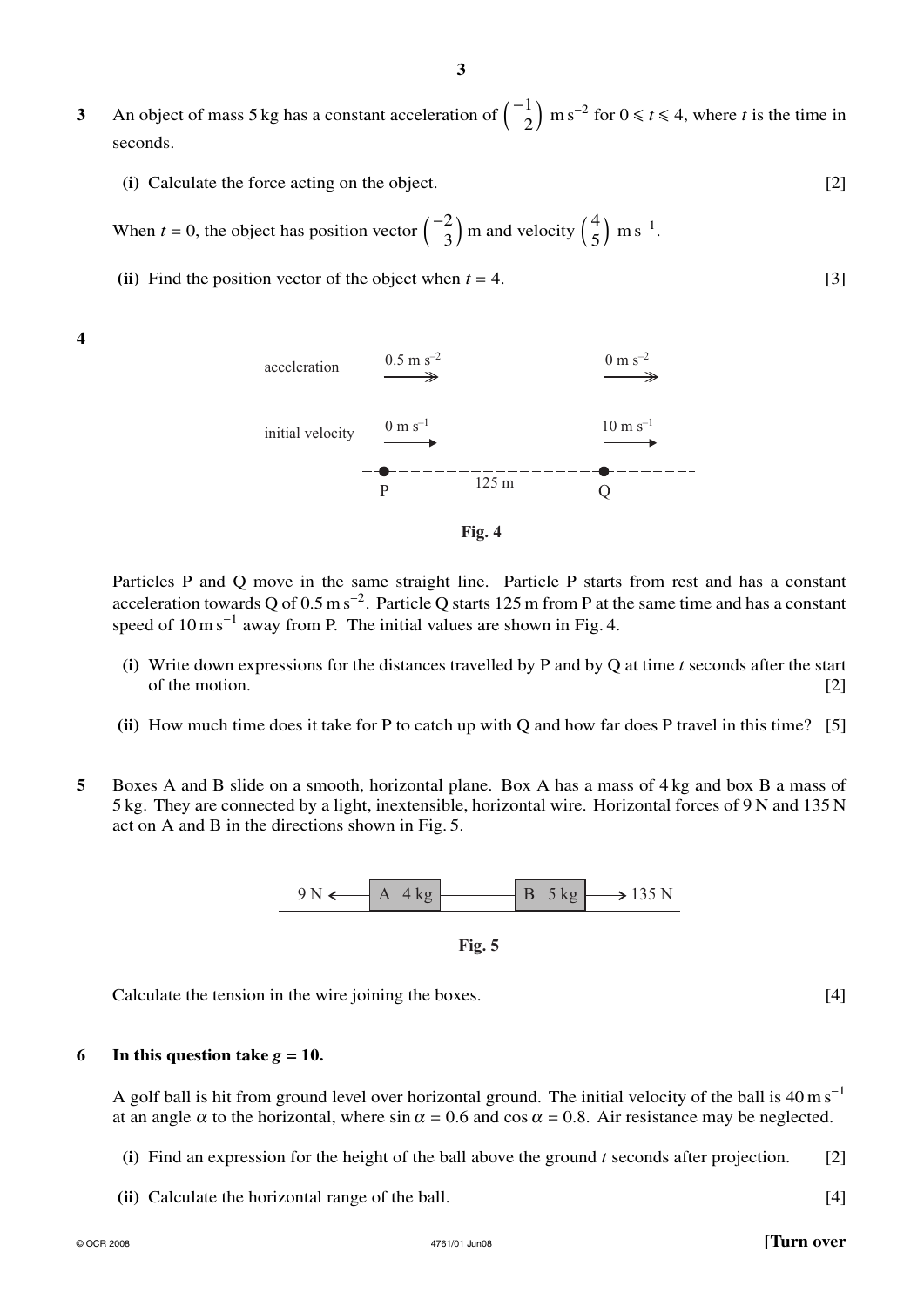**3** An object of mass 5 kg has a constant acceleration of $\begin{pmatrix} -1 \\ 2 \end{pmatrix}$ m s$^{-2}$ for $0 \leqslant t \leqslant 4$, where $t$ is the time in seconds.

**(i)** Calculate the force acting on the object. [2]

When $t = 0$, the object has position vector $\begin{pmatrix} -2 \\ 3 \end{pmatrix}$ m and velocity $\begin{pmatrix} 4 \\ 5 \end{pmatrix}$ m s$^{-1}$.

**(ii)** Find the position vector of the object when $t = 4$. [3]

**4**

| | P | Q |
|---|---|---|
| acceleration | 0.5 m s$^{-2}$ → | 0 m s$^{-2}$ → |
| initial velocity | 0 m s$^{-1}$ → | 10 m s$^{-1}$ → |

P ———— 125 m ———— Q

**Fig. 4**

Particles P and Q move in the same straight line. Particle P starts from rest and has a constant acceleration towards Q of 0.5 m s$^{-2}$. Particle Q starts 125 m from P at the same time and has a constant speed of 10 m s$^{-1}$ away from P. The initial values are shown in Fig. 4.

**(i)** Write down expressions for the distances travelled by P and by Q at time $t$ seconds after the start of the motion. [2]

**(ii)** How much time does it take for P to catch up with Q and how far does P travel in this time? [5]

**5** Boxes A and B slide on a smooth, horizontal plane. Box A has a mass of 4 kg and box B a mass of 5 kg. They are connected by a light, inextensible, horizontal wire. Horizontal forces of 9 N and 135 N act on A and B in the directions shown in Fig. 5.

9 N ← [A 4 kg] ———— [B 5 kg] → 135 N

**Fig. 5**

Calculate the tension in the wire joining the boxes. [4]

**6** **In this question take $g = 10$.**

A golf ball is hit from ground level over horizontal ground. The initial velocity of the ball is 40 m s$^{-1}$ at an angle $\alpha$ to the horizontal, where $\sin \alpha = 0.6$ and $\cos \alpha = 0.8$. Air resistance may be neglected.

**(i)** Find an expression for the height of the ball above the ground $t$ seconds after projection. [2]

**(ii)** Calculate the horizontal range of the ball. [4]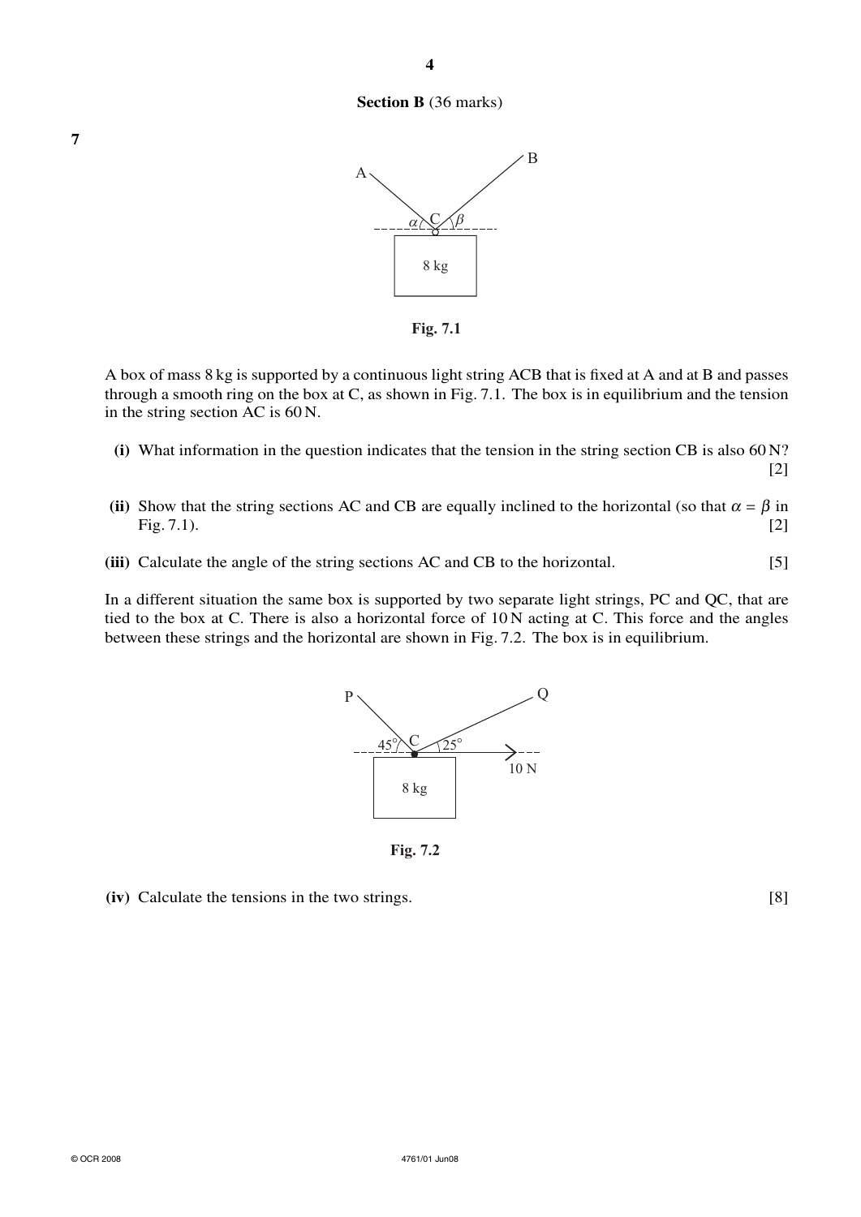## Section B (36 marks)

**7**

**Fig. 7.1**

A box of mass 8 kg is supported by a continuous light string ACB that is fixed at A and at B and passes through a smooth ring on the box at C, as shown in Fig. 7.1. The box is in equilibrium and the tension in the string section AC is 60 N.

**(i)** What information in the question indicates that the tension in the string section CB is also 60 N? [2]

**(ii)** Show that the string sections AC and CB are equally inclined to the horizontal (so that $\alpha = \beta$ in Fig. 7.1). [2]

**(iii)** Calculate the angle of the string sections AC and CB to the horizontal. [5]

In a different situation the same box is supported by two separate light strings, PC and QC, that are tied to the box at C. There is also a horizontal force of 10 N acting at C. This force and the angles between these strings and the horizontal are shown in Fig. 7.2. The box is in equilibrium.

**Fig. 7.2**

**(iv)** Calculate the tensions in the two strings. [8]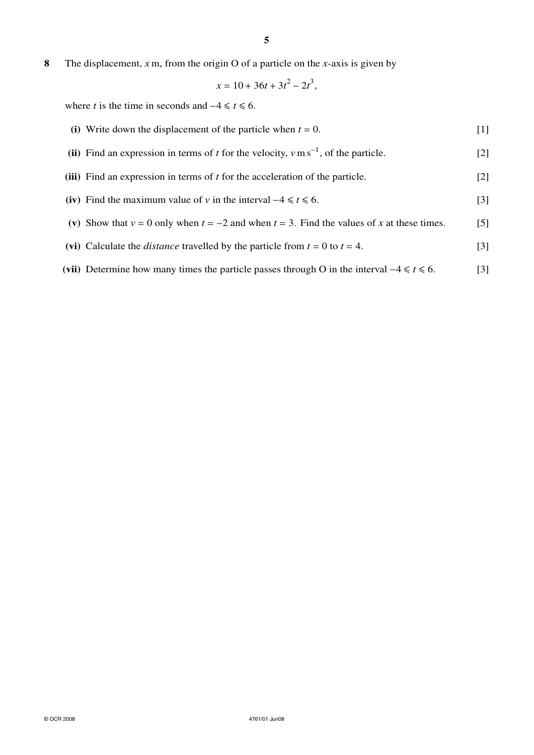**8** The displacement, $x$ m, from the origin O of a particle on the $x$-axis is given by

$$x = 10 + 36t + 3t^2 - 2t^3,$$

where $t$ is the time in seconds and $-4 \leqslant t \leqslant 6$.

**(i)** Write down the displacement of the particle when $t = 0$. [1]

**(ii)** Find an expression in terms of $t$ for the velocity, $v \text{ m s}^{-1}$, of the particle. [2]

**(iii)** Find an expression in terms of $t$ for the acceleration of the particle. [2]

**(iv)** Find the maximum value of $v$ in the interval $-4 \leqslant t \leqslant 6$. [3]

**(v)** Show that $v = 0$ only when $t = -2$ and when $t = 3$. Find the values of $x$ at these times. [5]

**(vi)** Calculate the *distance* travelled by the particle from $t = 0$ to $t = 4$. [3]

**(vii)** Determine how many times the particle passes through O in the interval $-4 \leqslant t \leqslant 6$. [3]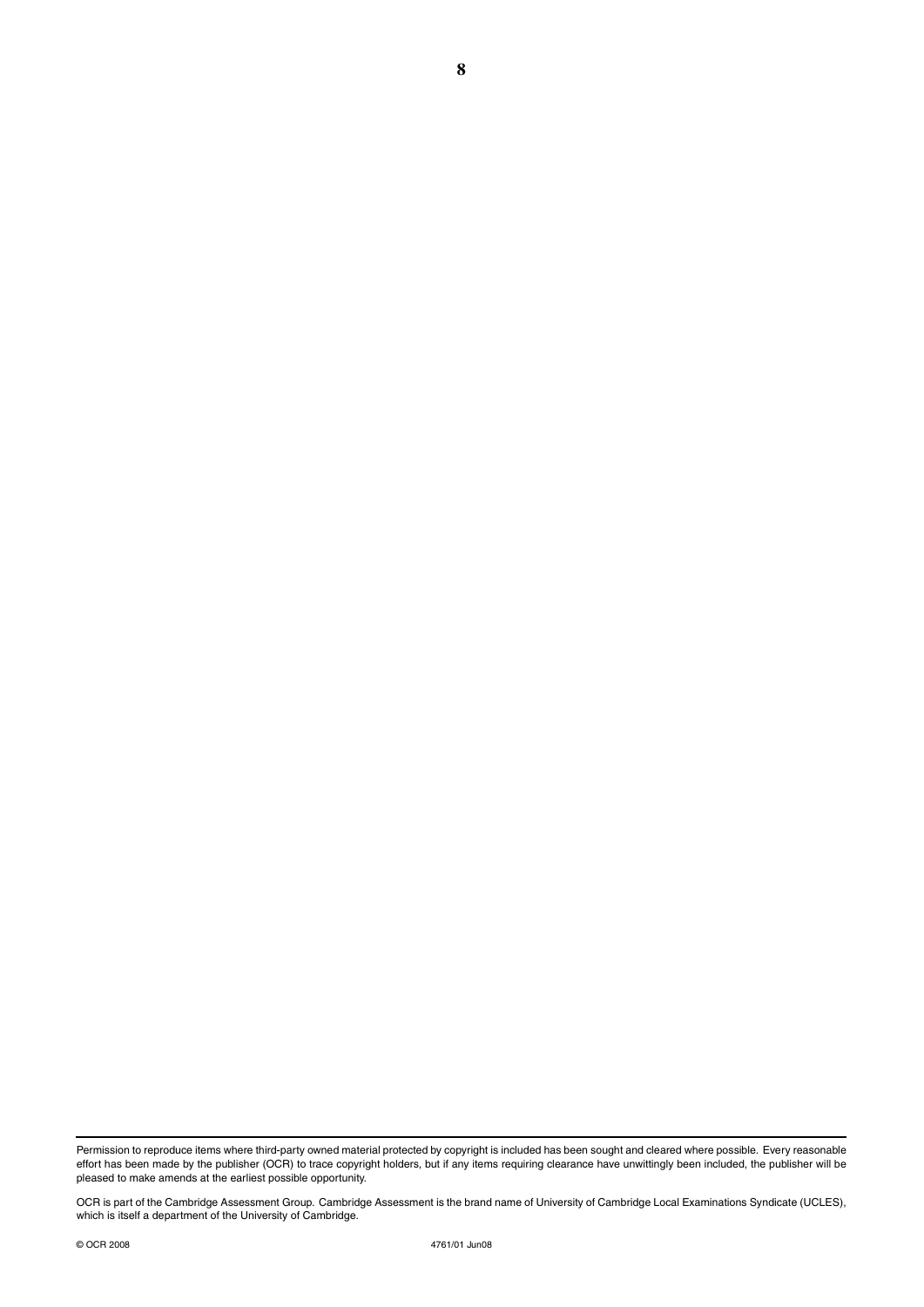Permission to reproduce items where third-party owned material protected by copyright is included has been sought and cleared where possible. Every reasonable effort has been made by the publisher (OCR) to trace copyright holders, but if any items requiring clearance have unwittingly been included, the publisher will be pleased to make amends at the earliest possible opportunity.

OCR is part of the Cambridge Assessment Group. Cambridge Assessment is the brand name of University of Cambridge Local Examinations Syndicate (UCLES), which is itself a department of the University of Cambridge.